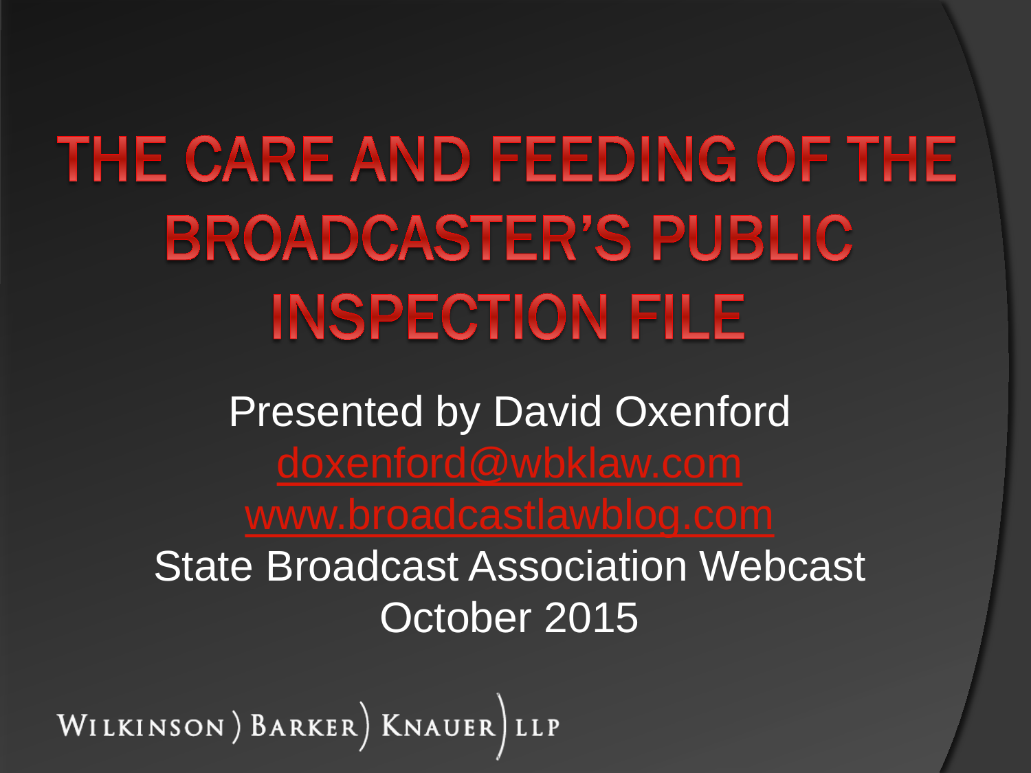# THE CARE AND FEEDING OF THE BROADCASTER'S PUBLIC INSPECTION FILE

Presented by David Oxenford

doxenford@wbklaw.com

www.broadcastlawblog.com

State Broadcast Association Webcast

October 2015

WILKINSON ) BARKER ) KNAUER ) LLP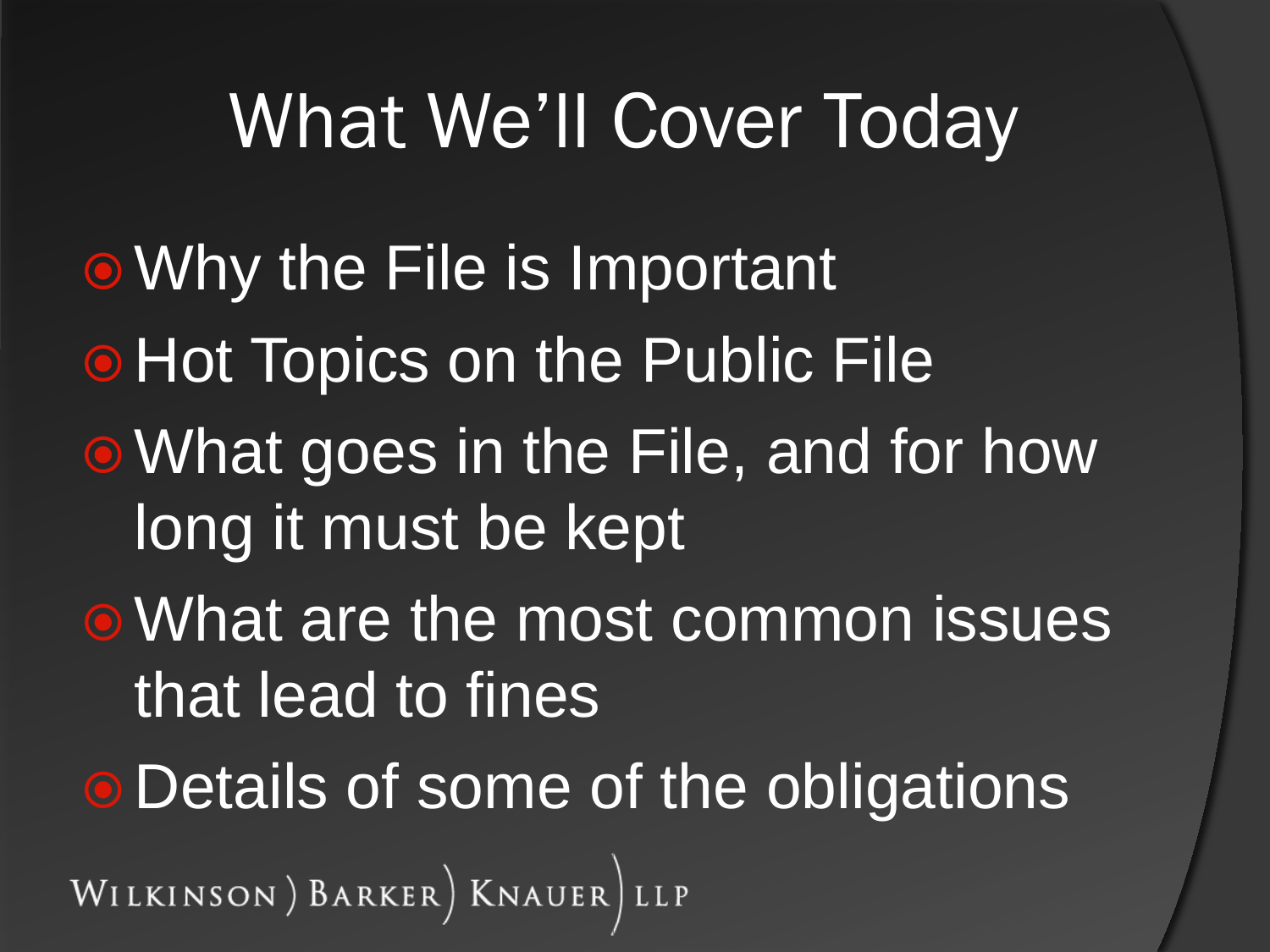# What We'll Cover Today

- Why the File is Important
- Hot Topics on the Public File
- What goes in the File, and for how long it must be kept
- What are the most common issues that lead to fines
- Details of some of the obligations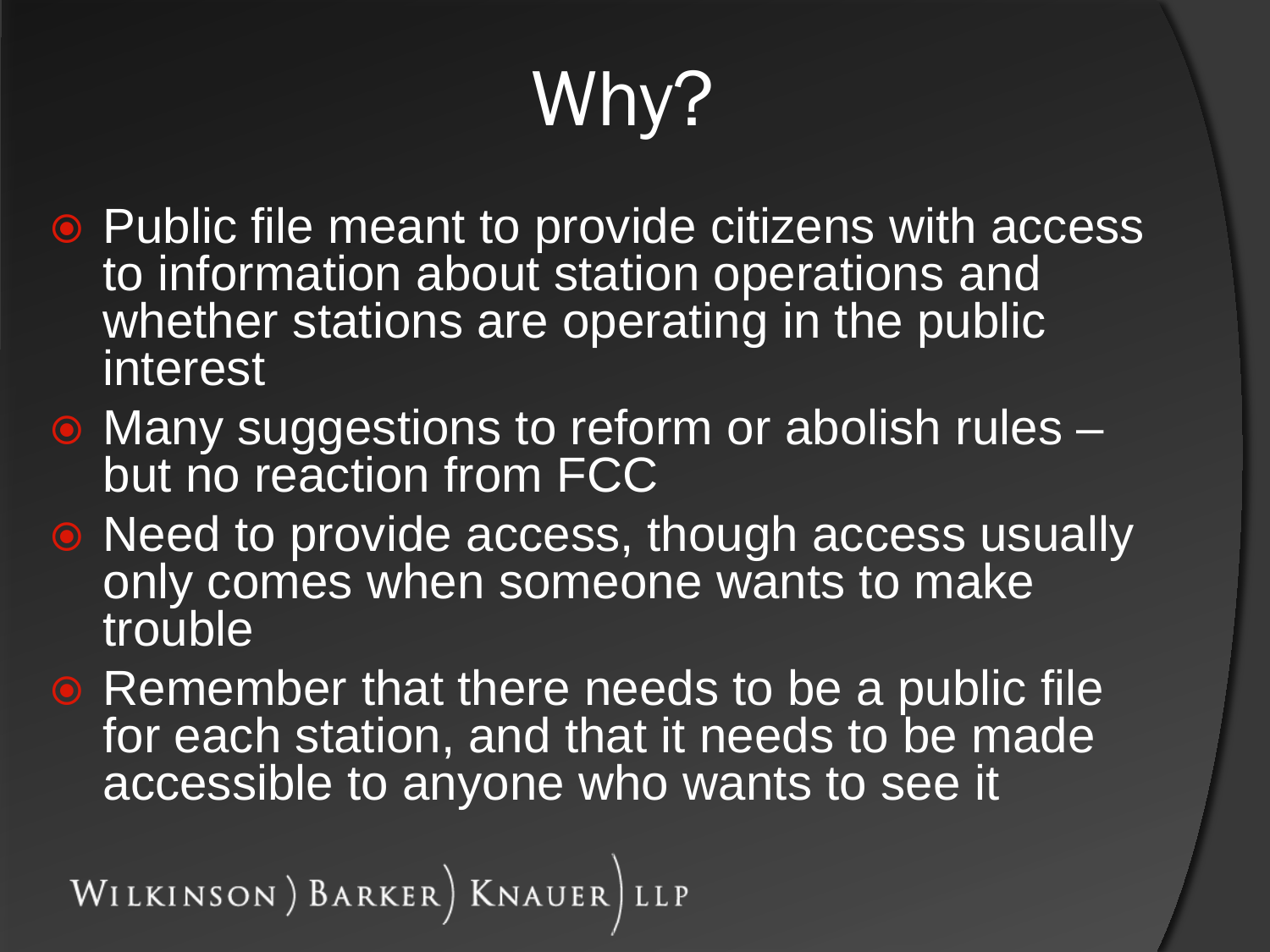# Why?

- Public file meant to provide citizens with access to information about station operations and whether stations are operating in the public interest
- Many suggestions to reform or abolish rules – but no reaction from FCC
- Need to provide access, though access usually only comes when someone wants to make trouble
- Remember that there needs to be a public file for each station, and that it needs to be made accessible to anyone who wants to see it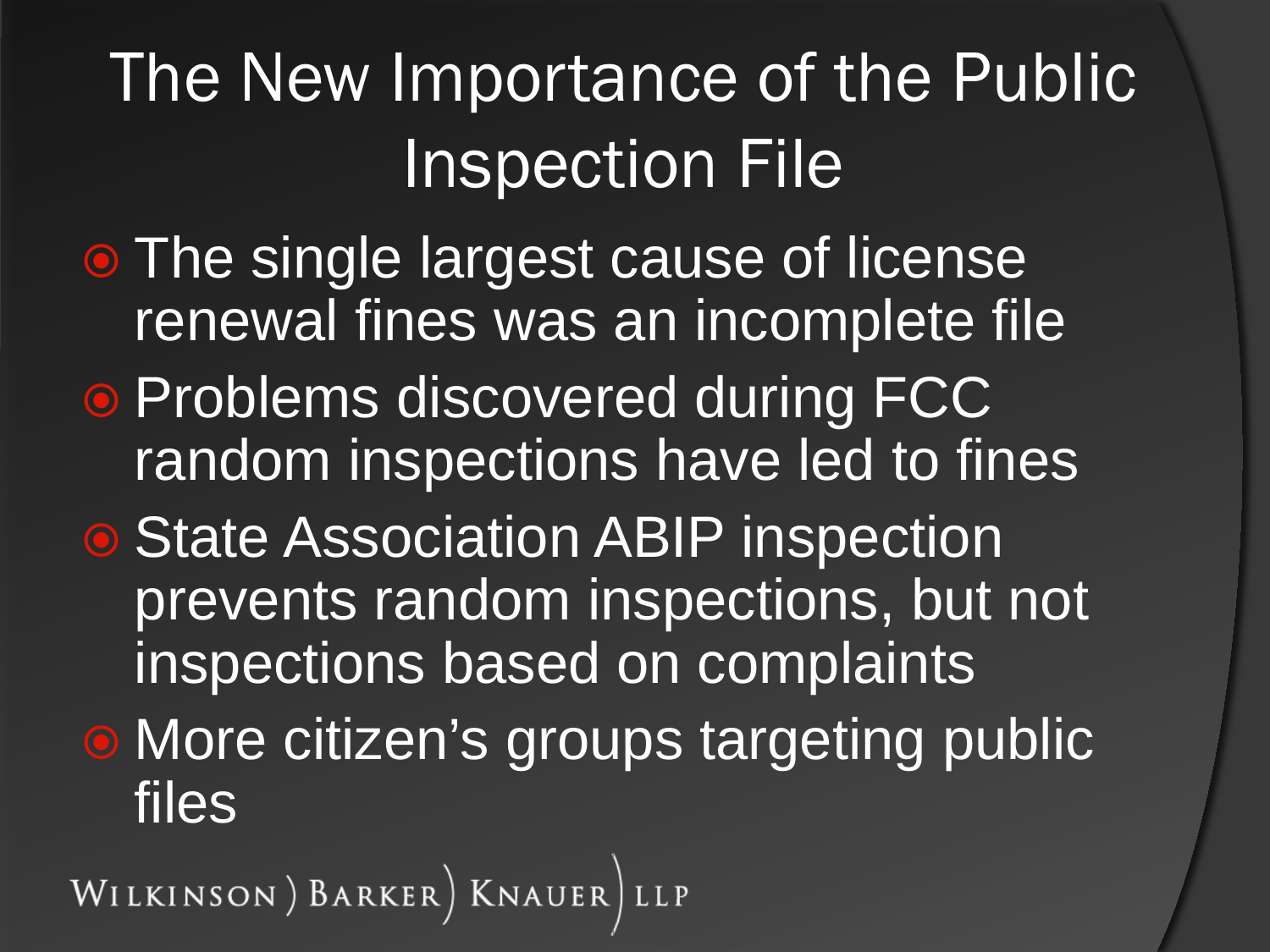# The New Importance of the Public Inspection File

- The single largest cause of license renewal fines was an incomplete file
- Problems discovered during FCC random inspections have led to fines
- State Association ABIP inspection prevents random inspections, but not inspections based on complaints
- More citizen's groups targeting public files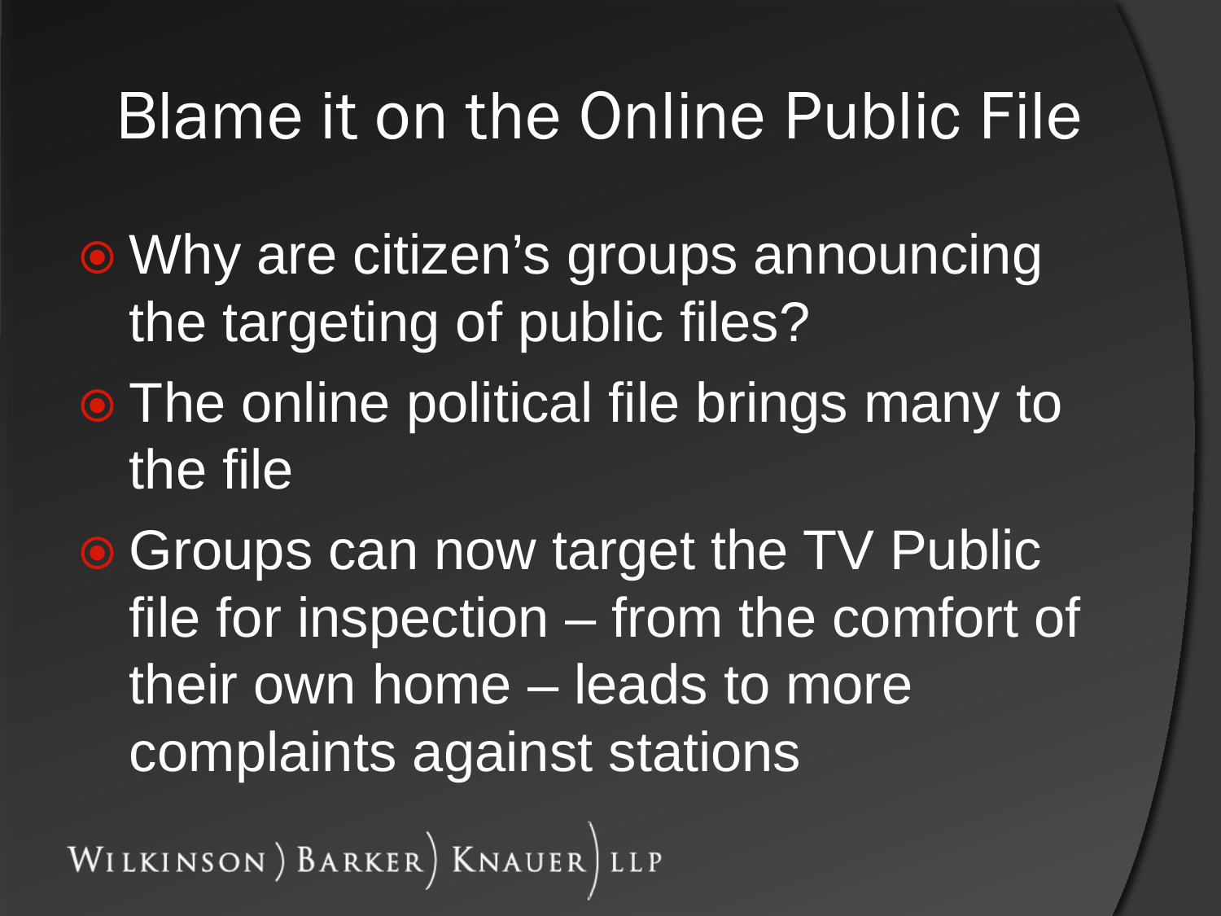# Blame it on the Online Public File

- Why are citizen's groups announcing the targeting of public files?
- The online political file brings many to the file
- Groups can now target the TV Public file for inspection – from the comfort of their own home – leads to more complaints against stations

WILKINSON ) BARKER ) KNAUER ) LLP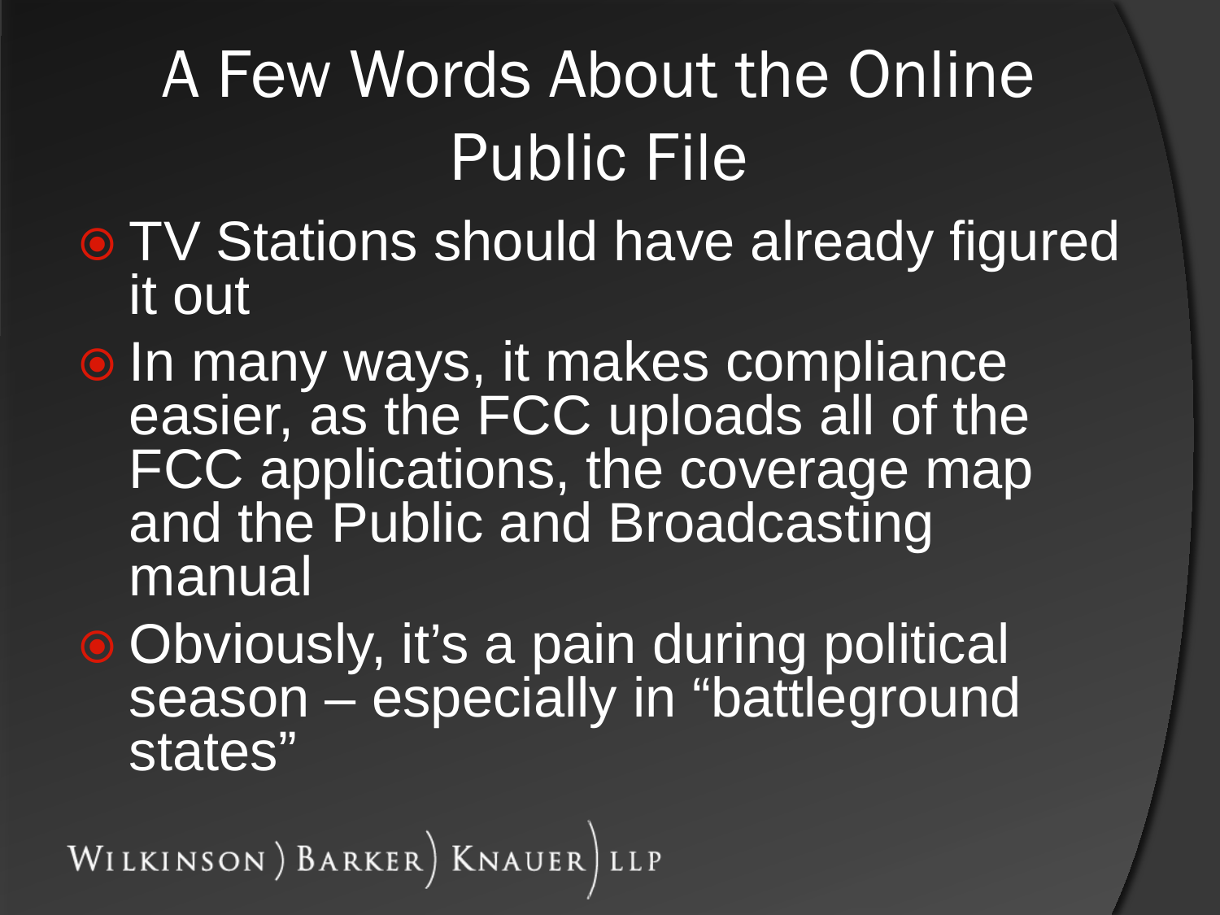# A Few Words About the Online Public File

- TV Stations should have already figured it out
- In many ways, it makes compliance easier, as the FCC uploads all of the FCC applications, the coverage map and the Public and Broadcasting manual
- Obviously, it's a pain during political season – especially in "battleground states"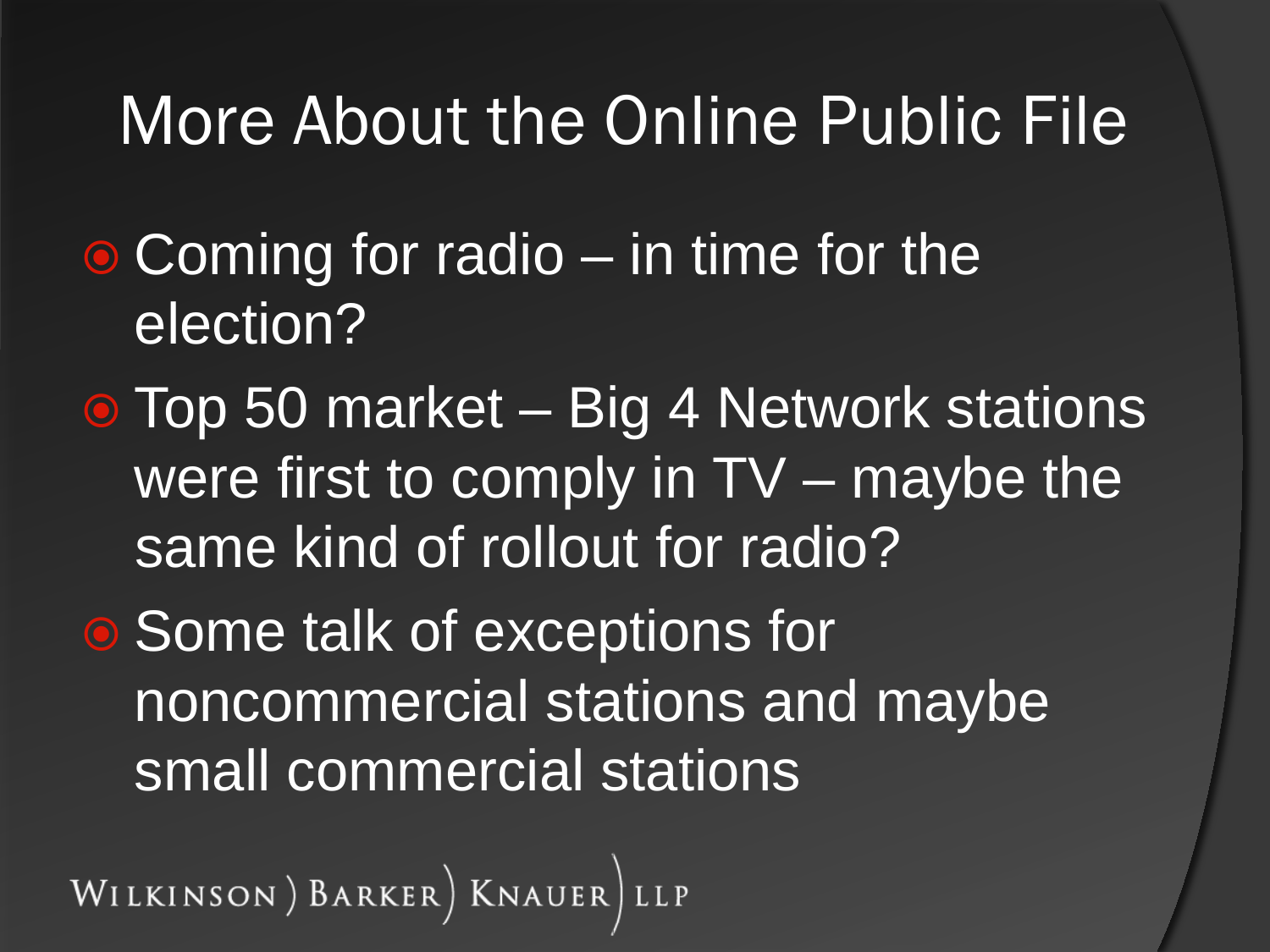# More About the Online Public File

- Coming for radio – in time for the election?
- Top 50 market – Big 4 Network stations were first to comply in TV – maybe the same kind of rollout for radio?
- Some talk of exceptions for noncommercial stations and maybe small commercial stations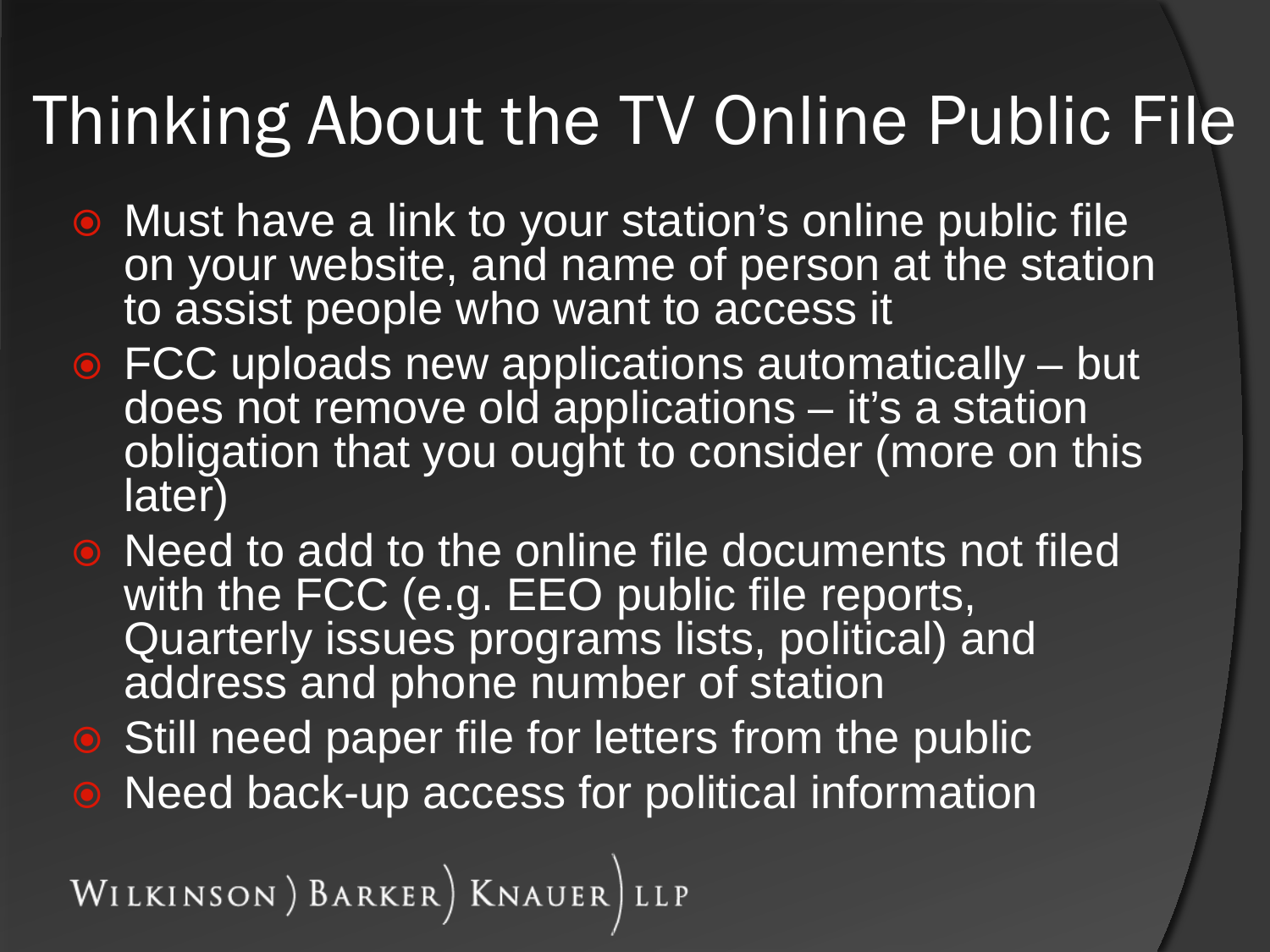# Thinking About the TV Online Public File

- Must have a link to your station's online public file on your website, and name of person at the station to assist people who want to access it
- FCC uploads new applications automatically – but does not remove old applications – it's a station obligation that you ought to consider (more on this later)
- Need to add to the online file documents not filed with the FCC (e.g. EEO public file reports, Quarterly issues programs lists, political) and address and phone number of station
- Still need paper file for letters from the public
- Need back-up access for political information

WILKINSON ) BARKER ) KNAUER ) LLP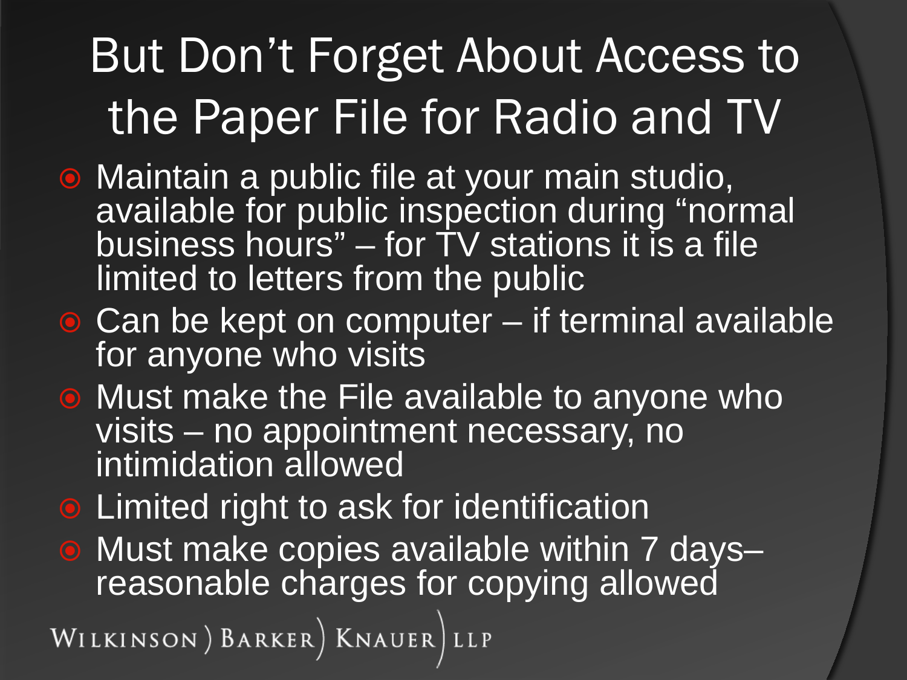# But Don't Forget About Access to the Paper File for Radio and TV

- Maintain a public file at your main studio, available for public inspection during "normal business hours" – for TV stations it is a file limited to letters from the public
- Can be kept on computer – if terminal available for anyone who visits
- Must make the File available to anyone who visits – no appointment necessary, no intimidation allowed
- Limited right to ask for identification
- Must make copies available within 7 days– reasonable charges for copying allowed

WILKINSON ) BARKER ) KNAUER ) LLP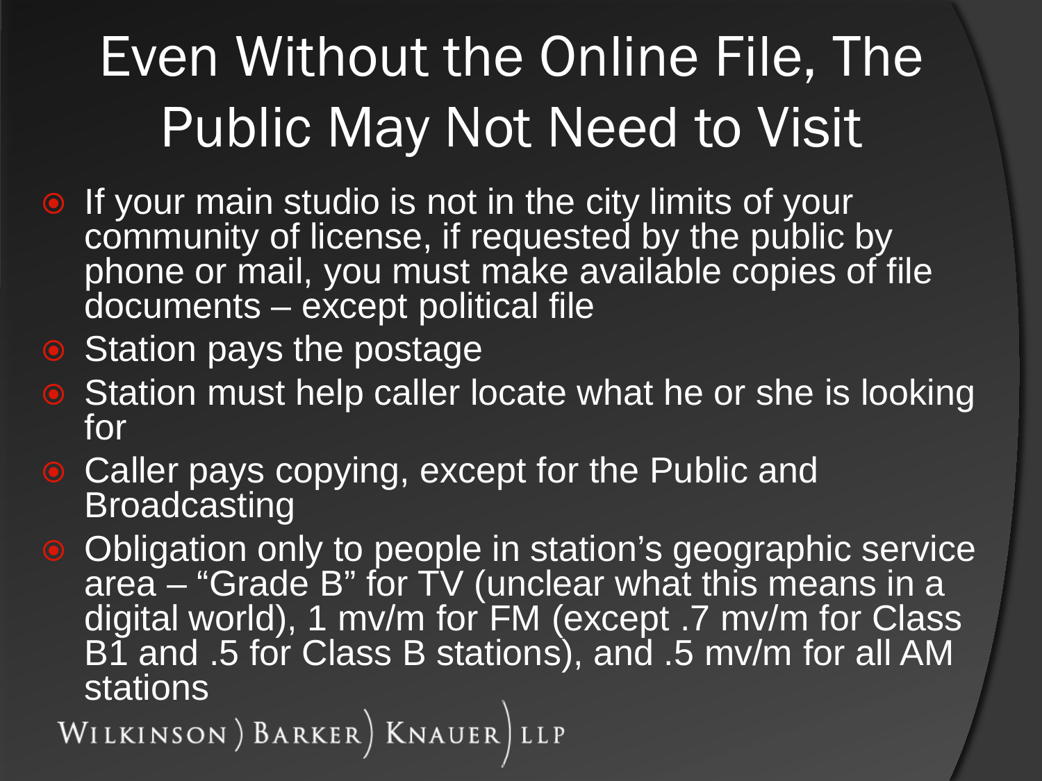# Even Without the Online File, The Public May Not Need to Visit

- If your main studio is not in the city limits of your community of license, if requested by the public by phone or mail, you must make available copies of file documents – except political file
- Station pays the postage
- Station must help caller locate what he or she is looking for
- Caller pays copying, except for the Public and Broadcasting
- Obligation only to people in station's geographic service area – "Grade B" for TV (unclear what this means in a digital world), 1 mv/m for FM (except .7 mv/m for Class B1 and .5 for Class B stations), and .5 mv/m for all AM stations

WILKINSON ) BARKER ) KNAUER ) LLP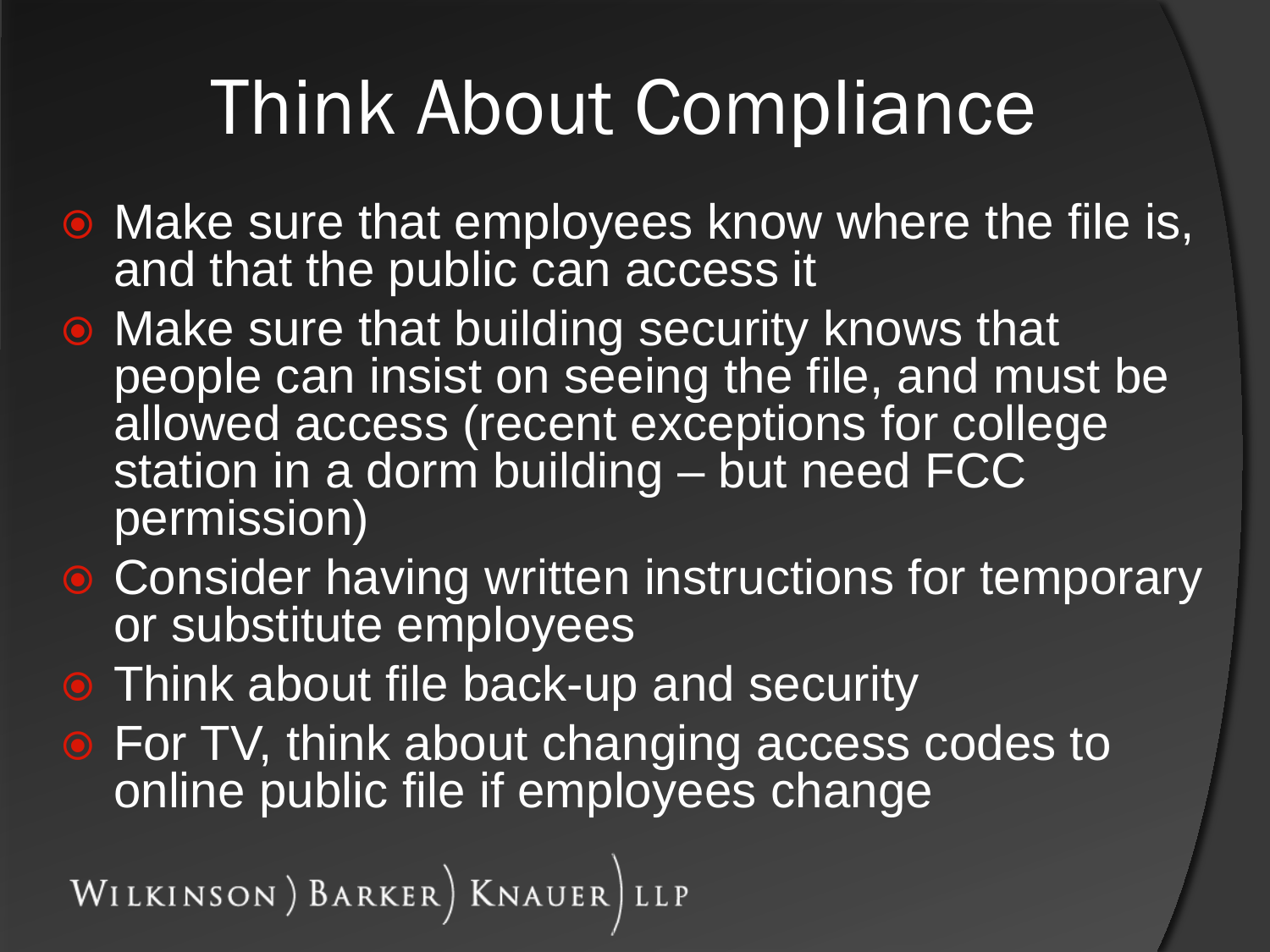# Think About Compliance

- Make sure that employees know where the file is, and that the public can access it
- Make sure that building security knows that people can insist on seeing the file, and must be allowed access (recent exceptions for college station in a dorm building – but need FCC permission)
- Consider having written instructions for temporary or substitute employees
- Think about file back-up and security
- For TV, think about changing access codes to online public file if employees change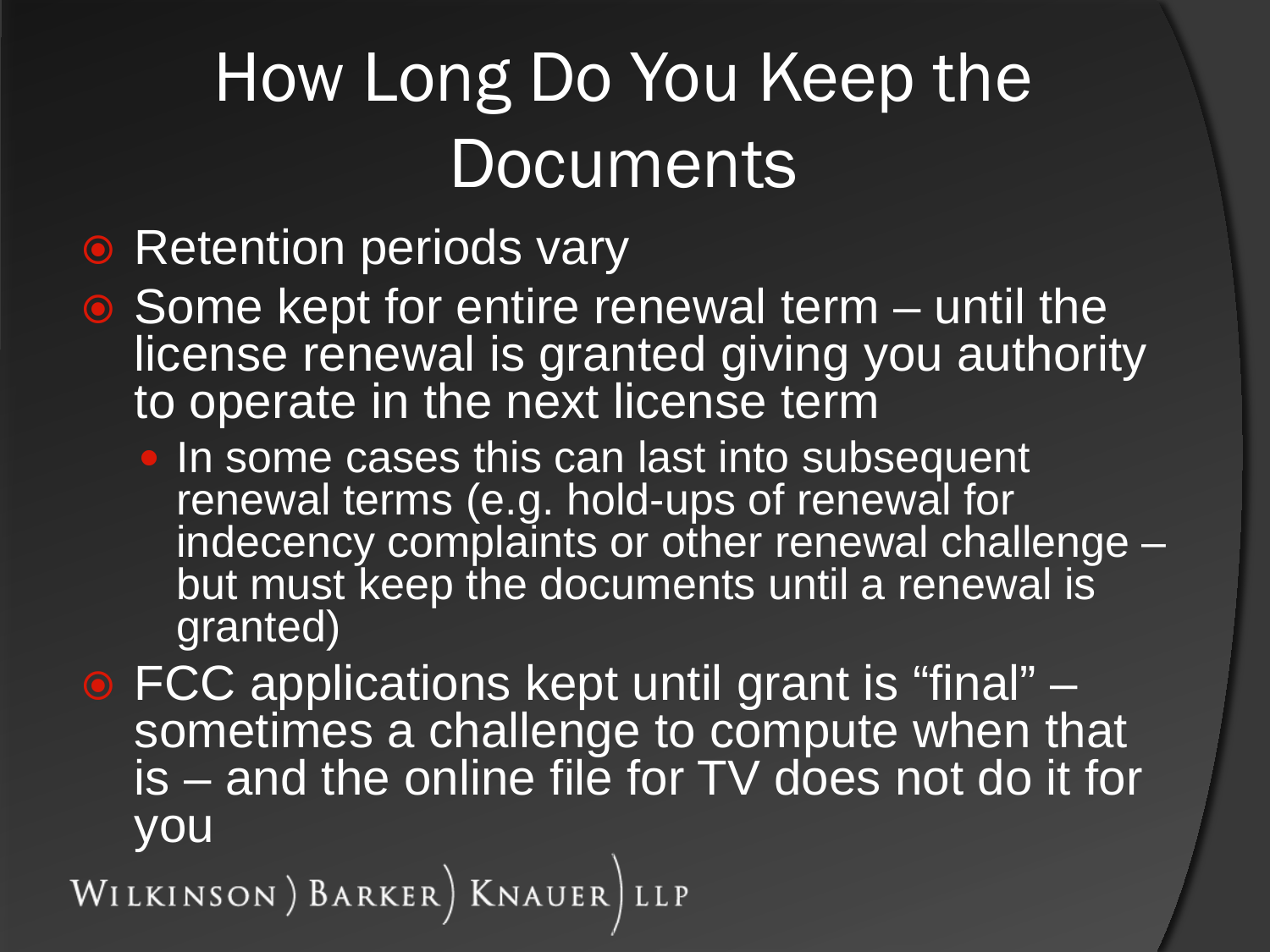# How Long Do You Keep the Documents

- Retention periods vary
- Some kept for entire renewal term – until the license renewal is granted giving you authority to operate in the next license term
  - In some cases this can last into subsequent renewal terms (e.g. hold-ups of renewal for indecency complaints or other renewal challenge – but must keep the documents until a renewal is granted)
- FCC applications kept until grant is "final" – sometimes a challenge to compute when that is – and the online file for TV does not do it for you

WILKINSON ) BARKER ) KNAUER ) LLP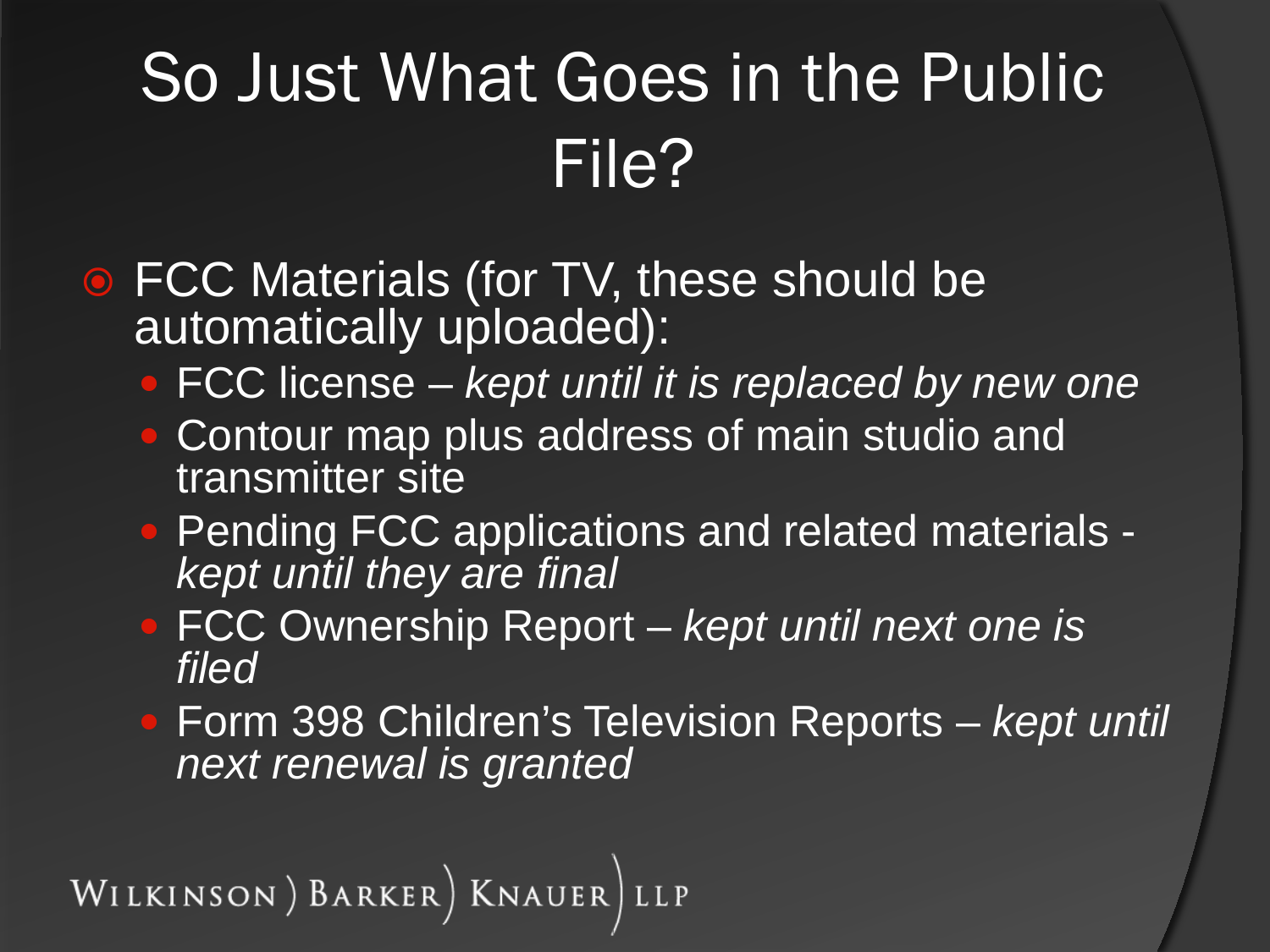# So Just What Goes in the Public File?

- FCC Materials (for TV, these should be automatically uploaded):
  - FCC license – *kept until it is replaced by new one*
  - Contour map plus address of main studio and transmitter site
  - Pending FCC applications and related materials - *kept until they are final*
  - FCC Ownership Report – *kept until next one is filed*
  - Form 398 Children's Television Reports – *kept until next renewal is granted*

WILKINSON ) BARKER ) KNAUER ) LLP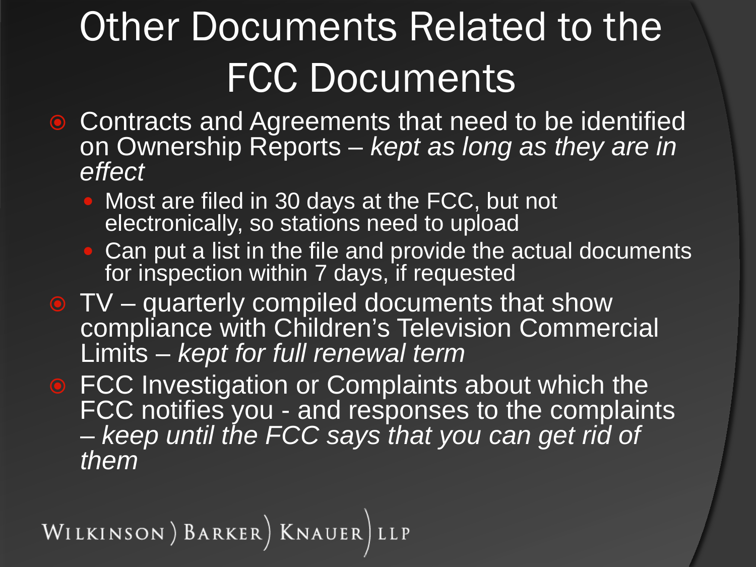# Other Documents Related to the FCC Documents

- Contracts and Agreements that need to be identified on Ownership Reports – *kept as long as they are in effect*
  - Most are filed in 30 days at the FCC, but not electronically, so stations need to upload
  - Can put a list in the file and provide the actual documents for inspection within 7 days, if requested
- TV – quarterly compiled documents that show compliance with Children's Television Commercial Limits – *kept for full renewal term*
- FCC Investigation or Complaints about which the FCC notifies you - and responses to the complaints – *keep until the FCC says that you can get rid of them*

WILKINSON ) BARKER ) KNAUER ) LLP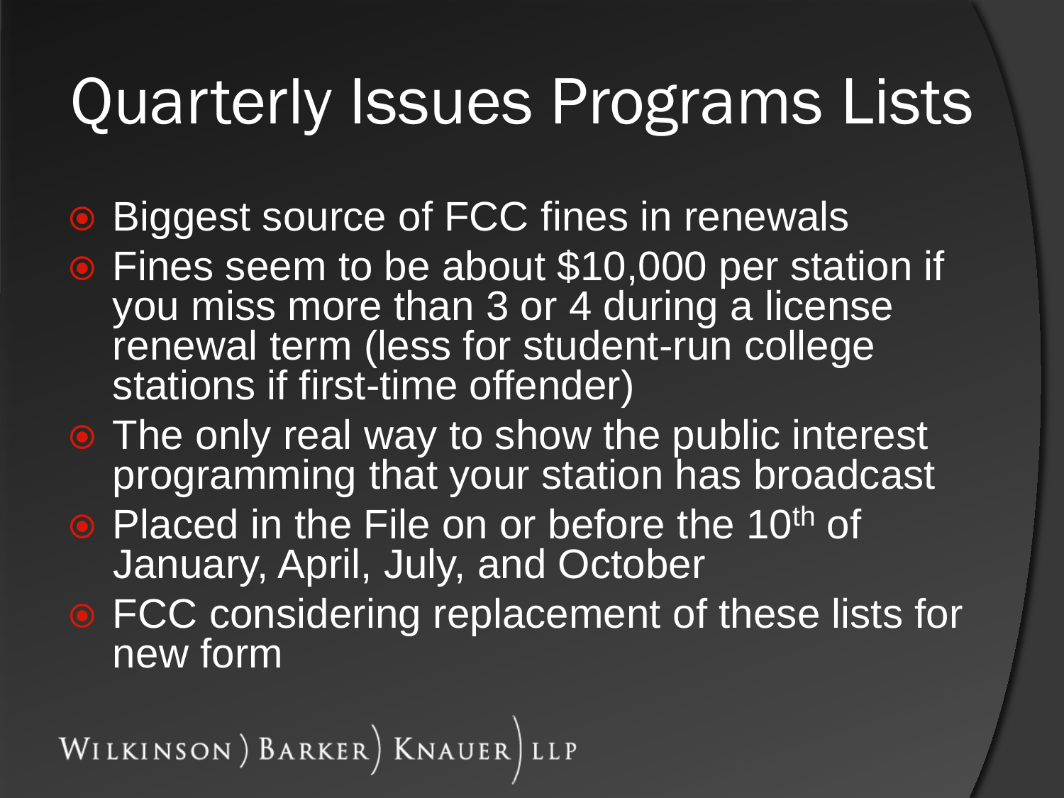# Quarterly Issues Programs Lists

- Biggest source of FCC fines in renewals
- Fines seem to be about $10,000 per station if you miss more than 3 or 4 during a license renewal term (less for student-run college stations if first-time offender)
- The only real way to show the public interest programming that your station has broadcast
- Placed in the File on or before the 10th of January, April, July, and October
- FCC considering replacement of these lists for new form

WILKINSON ) BARKER ) KNAUER ) LLP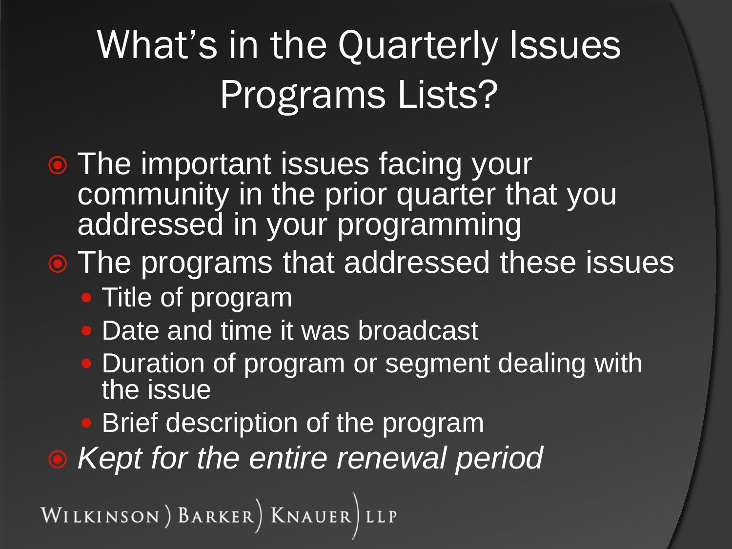# What's in the Quarterly Issues Programs Lists?

- The important issues facing your community in the prior quarter that you addressed in your programming
- The programs that addressed these issues
  - Title of program
  - Date and time it was broadcast
  - Duration of program or segment dealing with the issue
  - Brief description of the program
- *Kept for the entire renewal period*

WILKINSON ) BARKER ) KNAUER ) LLP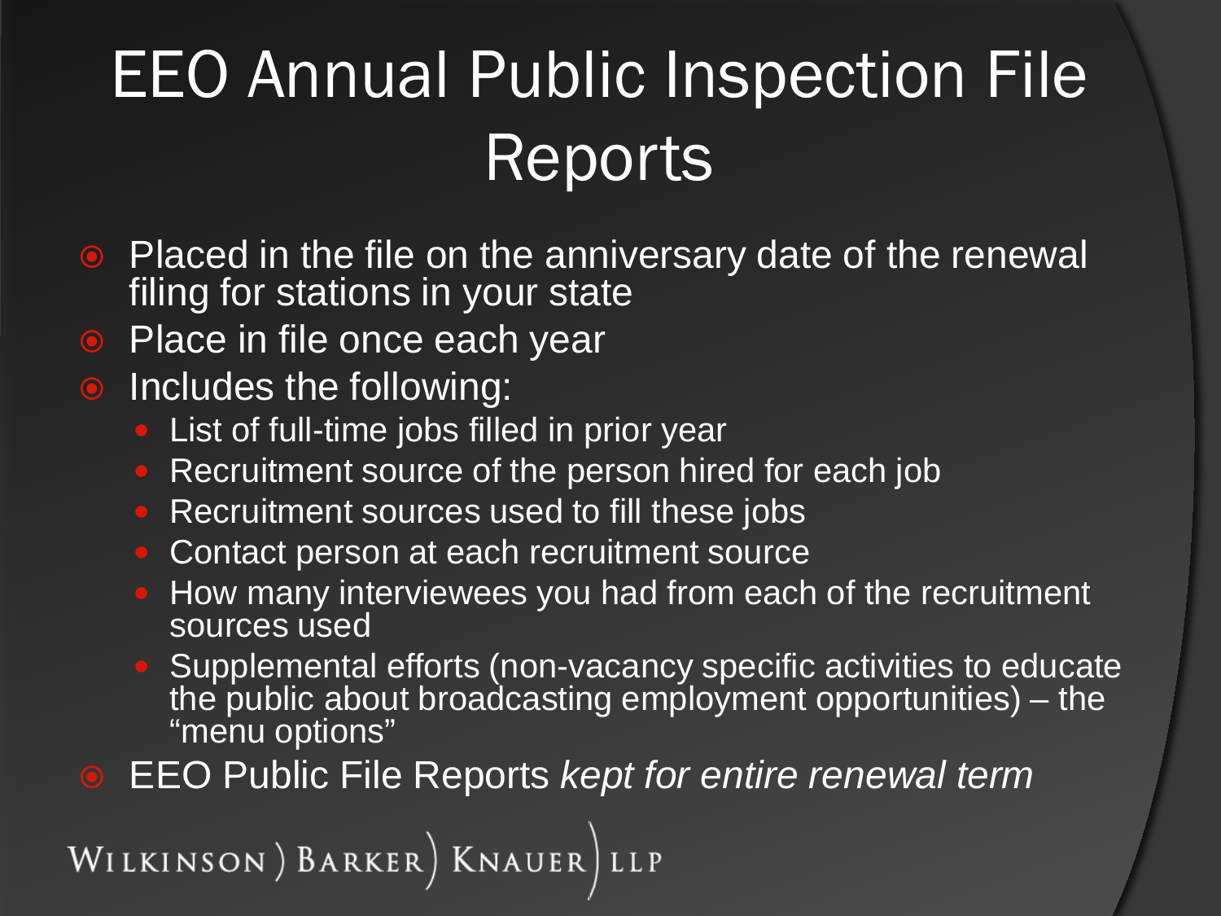# EEO Annual Public Inspection File Reports

- Placed in the file on the anniversary date of the renewal filing for stations in your state
- Place in file once each year
- Includes the following:
  - List of full-time jobs filled in prior year
  - Recruitment source of the person hired for each job
  - Recruitment sources used to fill these jobs
  - Contact person at each recruitment source
  - How many interviewees you had from each of the recruitment sources used
  - Supplemental efforts (non-vacancy specific activities to educate the public about broadcasting employment opportunities) – the "menu options"
- EEO Public File Reports *kept for entire renewal term*

WILKINSON ) BARKER ) KNAUER ) LLP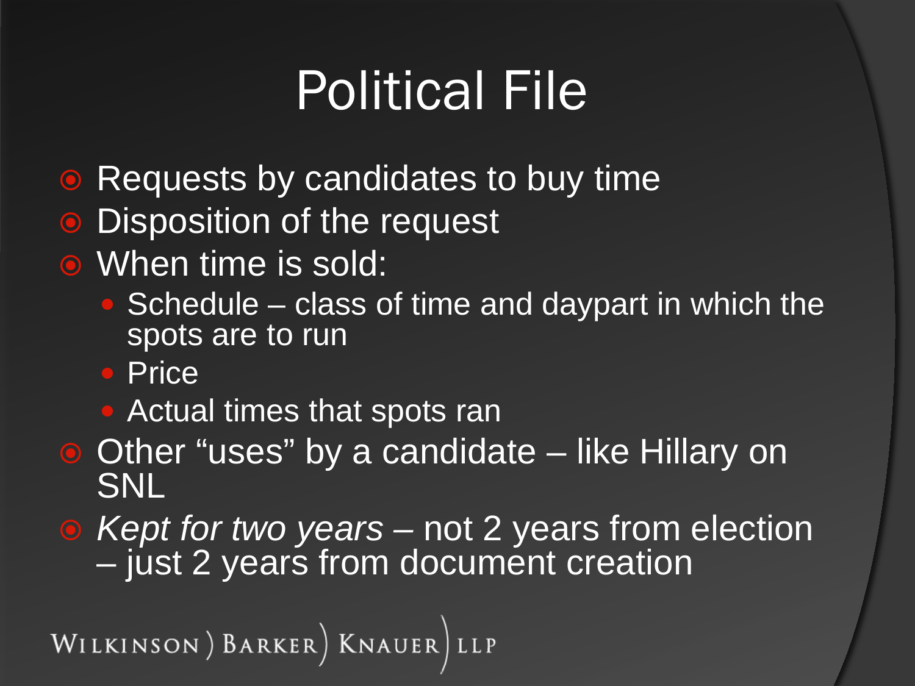# Political File

- Requests by candidates to buy time
- Disposition of the request
- When time is sold:
  - Schedule – class of time and daypart in which the spots are to run
  - Price
  - Actual times that spots ran
- Other "uses" by a candidate – like Hillary on SNL
- *Kept for two years* – not 2 years from election – just 2 years from document creation

WILKINSON ) BARKER ) KNAUER ) LLP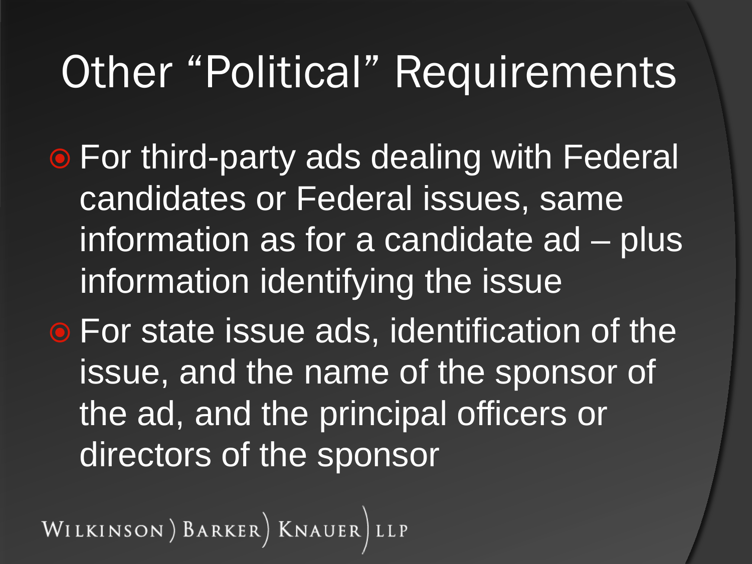# Other "Political" Requirements

- For third-party ads dealing with Federal candidates or Federal issues, same information as for a candidate ad – plus information identifying the issue
- For state issue ads, identification of the issue, and the name of the sponsor of the ad, and the principal officers or directors of the sponsor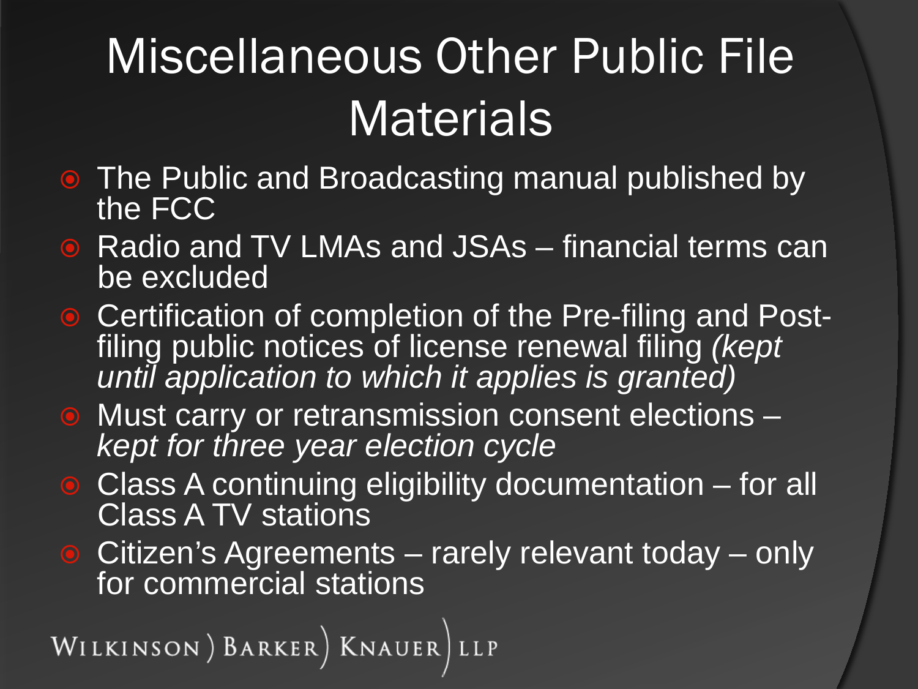# Miscellaneous Other Public File Materials

- The Public and Broadcasting manual published by the FCC
- Radio and TV LMAs and JSAs – financial terms can be excluded
- Certification of completion of the Pre-filing and Post-filing public notices of license renewal filing *(kept until application to which it applies is granted)*
- Must carry or retransmission consent elections – *kept for three year election cycle*
- Class A continuing eligibility documentation – for all Class A TV stations
- Citizen's Agreements – rarely relevant today – only for commercial stations

WILKINSON ) BARKER ) KNAUER ) LLP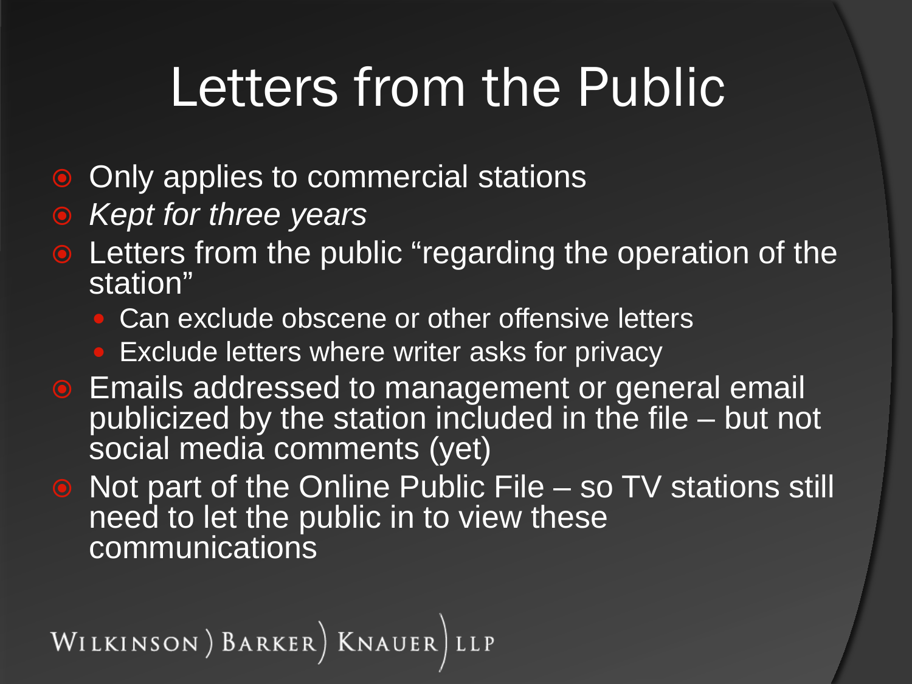# Letters from the Public

- Only applies to commercial stations
- *Kept for three years*
- Letters from the public "regarding the operation of the station"
  - Can exclude obscene or other offensive letters
  - Exclude letters where writer asks for privacy
- Emails addressed to management or general email publicized by the station included in the file – but not social media comments (yet)
- Not part of the Online Public File – so TV stations still need to let the public in to view these communications

WILKINSON ) BARKER ) KNAUER ) LLP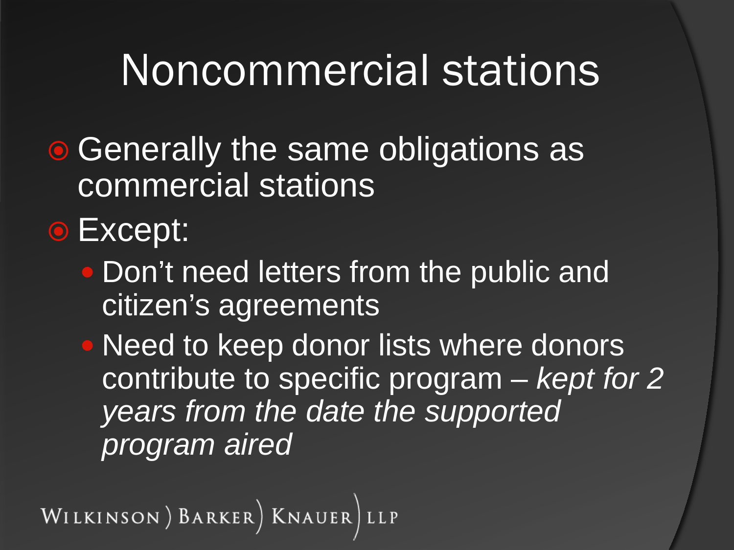# Noncommercial stations

- Generally the same obligations as commercial stations
- Except:
  - Don't need letters from the public and citizen's agreements
  - Need to keep donor lists where donors contribute to specific program – *kept for 2 years from the date the supported program aired*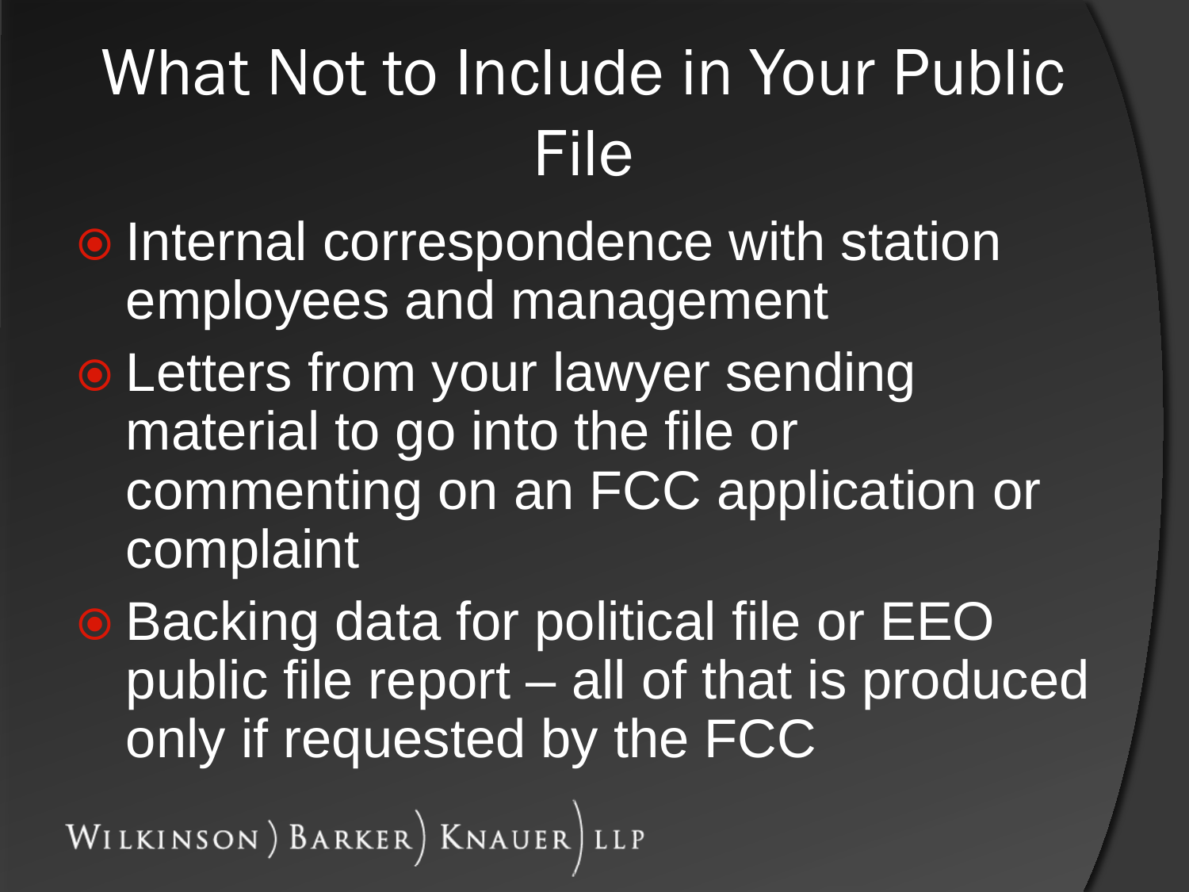# What Not to Include in Your Public File

- Internal correspondence with station employees and management
- Letters from your lawyer sending material to go into the file or commenting on an FCC application or complaint
- Backing data for political file or EEO public file report – all of that is produced only if requested by the FCC

WILKINSON ) BARKER ) KNAUER ) LLP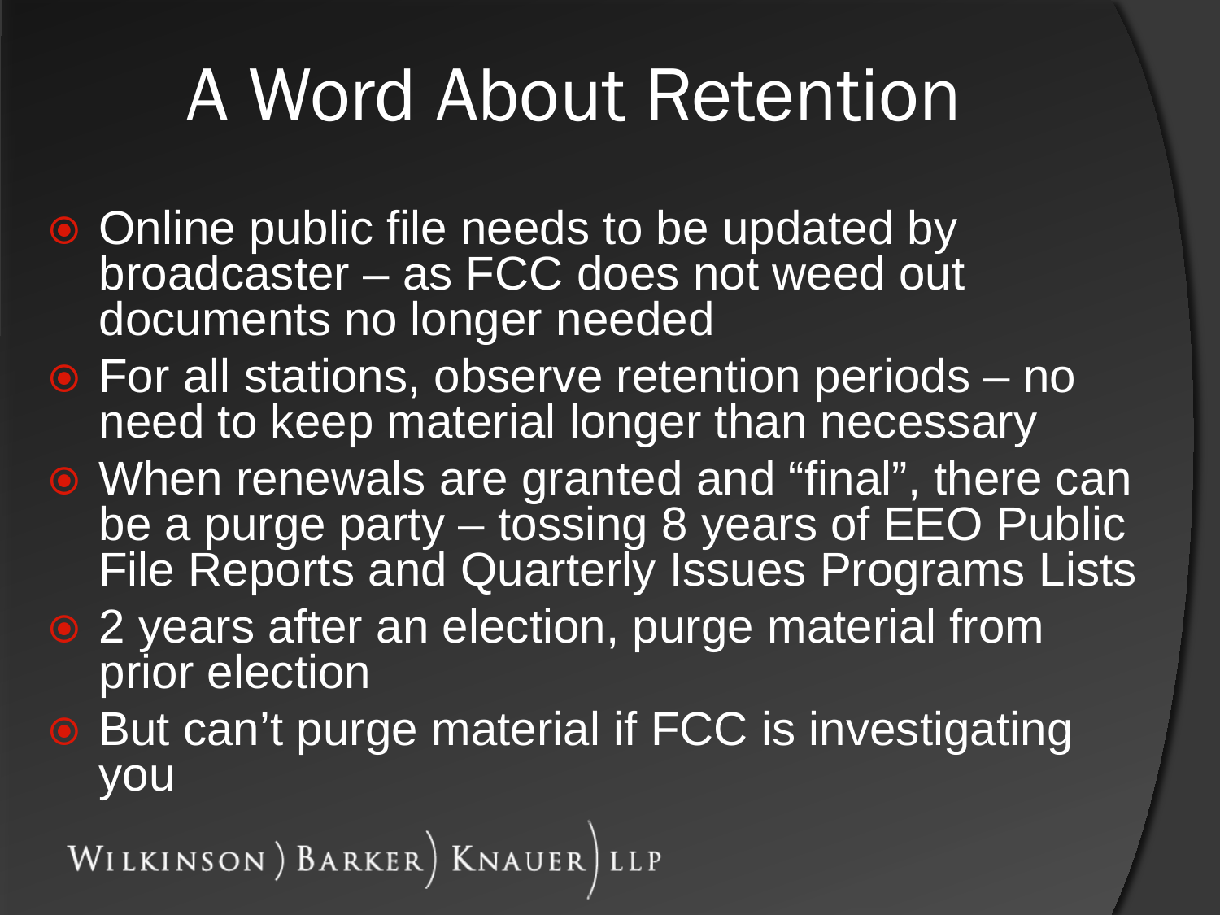# A Word About Retention

- Online public file needs to be updated by broadcaster – as FCC does not weed out documents no longer needed
- For all stations, observe retention periods – no need to keep material longer than necessary
- When renewals are granted and "final", there can be a purge party – tossing 8 years of EEO Public File Reports and Quarterly Issues Programs Lists
- 2 years after an election, purge material from prior election
- But can't purge material if FCC is investigating you

WILKINSON ) BARKER ) KNAUER ) LLP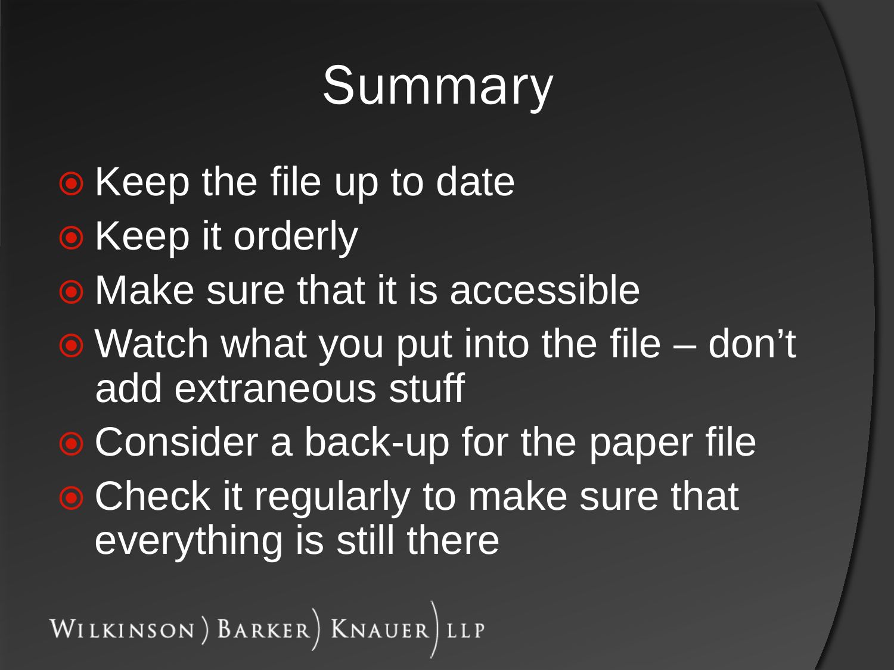# Summary

- Keep the file up to date
- Keep it orderly
- Make sure that it is accessible
- Watch what you put into the file – don't add extraneous stuff
- Consider a back-up for the paper file
- Check it regularly to make sure that everything is still there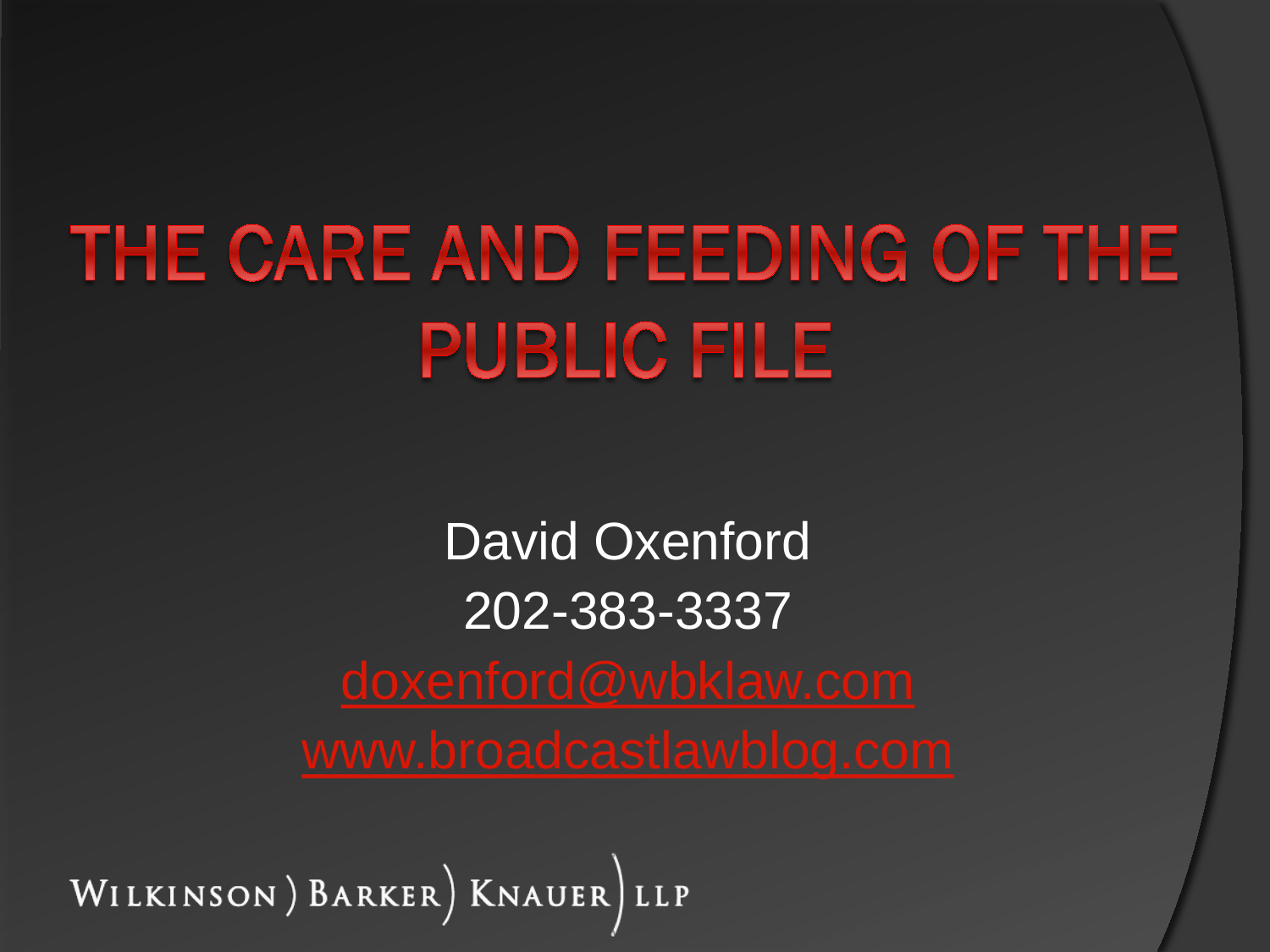# THE CARE AND FEEDING OF THE PUBLIC FILE

David Oxenford

202-383-3337

doxenford@wbklaw.com

www.broadcastlawblog.com

WILKINSON ) BARKER ) KNAUER ) LLP